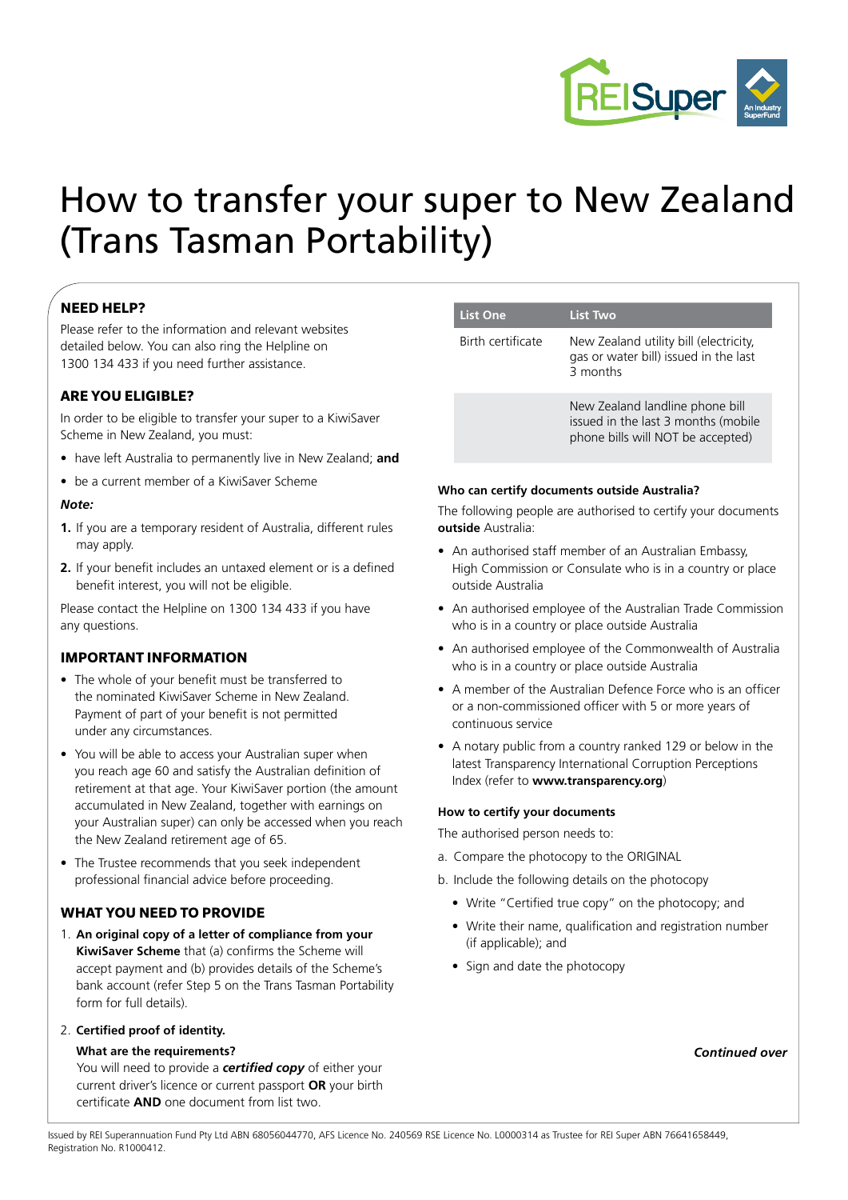# How to transfer your super to New Zealand (Trans Tasman Portability)

## NEED HELP?

Please refer to the information and relevant websites detailed below. You can also ring the Helpline on 1300 134 433 if you need further assistance.

## ARE YOU ELIGIBLE?

In order to be eligible to transfer your super to a KiwiSaver Scheme in New Zealand, you must:

- have left Australia to permanently live in New Zealand; **and**
- be a current member of a KiwiSaver Scheme

***Note:***

**1.** If you are a temporary resident of Australia, different rules may apply.

**2.** If your benefit includes an untaxed element or is a defined benefit interest, you will not be eligible.

Please contact the Helpline on 1300 134 433 if you have any questions.

## IMPORTANT INFORMATION

- The whole of your benefit must be transferred to the nominated KiwiSaver Scheme in New Zealand. Payment of part of your benefit is not permitted under any circumstances.
- You will be able to access your Australian super when you reach age 60 and satisfy the Australian definition of retirement at that age. Your KiwiSaver portion (the amount accumulated in New Zealand, together with earnings on your Australian super) can only be accessed when you reach the New Zealand retirement age of 65.
- The Trustee recommends that you seek independent professional financial advice before proceeding.

## WHAT YOU NEED TO PROVIDE

1. **An original copy of a letter of compliance from your KiwiSaver Scheme** that (a) confirms the Scheme will accept payment and (b) provides details of the Scheme's bank account (refer Step 5 on the Trans Tasman Portability form for full details).

2. **Certified proof of identity.**

   **What are the requirements?**
   You will need to provide a ***certified copy*** of either your current driver's licence or current passport **OR** your birth certificate **AND** one document from list two.

| List One | List Two |
| --- | --- |
| Birth certificate | New Zealand utility bill (electricity, gas or water bill) issued in the last 3 months |
| | New Zealand landline phone bill issued in the last 3 months (mobile phone bills will NOT be accepted) |

**Who can certify documents outside Australia?**

The following people are authorised to certify your documents **outside** Australia:

- An authorised staff member of an Australian Embassy, High Commission or Consulate who is in a country or place outside Australia
- An authorised employee of the Australian Trade Commission who is in a country or place outside Australia
- An authorised employee of the Commonwealth of Australia who is in a country or place outside Australia
- A member of the Australian Defence Force who is an officer or a non-commissioned officer with 5 or more years of continuous service
- A notary public from a country ranked 129 or below in the latest Transparency International Corruption Perceptions Index (refer to **www.transparency.org**)

**How to certify your documents**

The authorised person needs to:

a. Compare the photocopy to the ORIGINAL

b. Include the following details on the photocopy

- Write "Certified true copy" on the photocopy; and
- Write their name, qualification and registration number (if applicable); and
- Sign and date the photocopy

***Continued over***

Issued by REI Superannuation Fund Pty Ltd ABN 68056044770, AFS Licence No. 240569 RSE Licence No. L0000314 as Trustee for REI Super ABN 76641658449, Registration No. R1000412.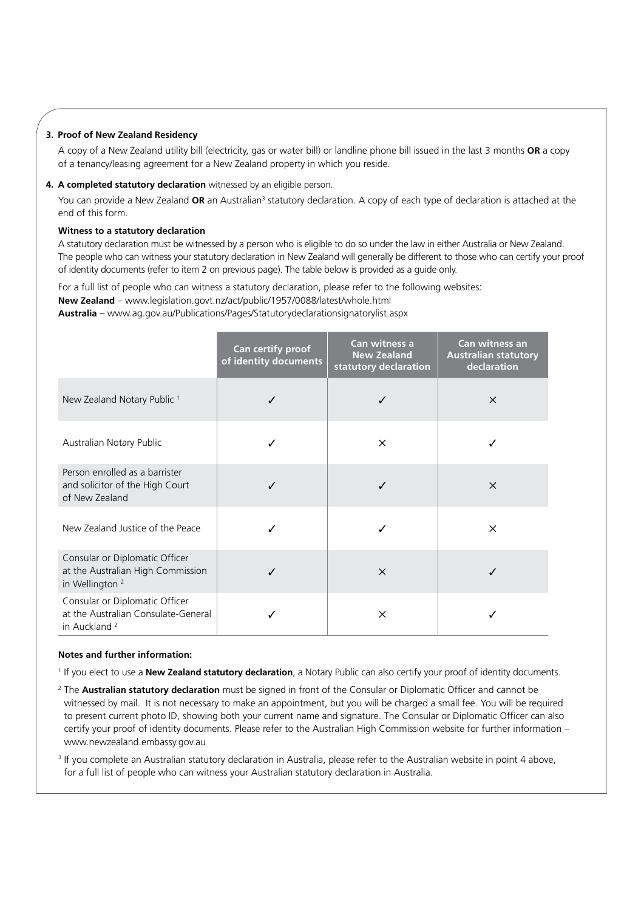**3. Proof of New Zealand Residency**

A copy of a New Zealand utility bill (electricity, gas or water bill) or landline phone bill issued in the last 3 months **OR** a copy of a tenancy/leasing agreement for a New Zealand property in which you reside.

**4. A completed statutory declaration** witnessed by an eligible person.

You can provide a New Zealand **OR** an Australian[3] statutory declaration. A copy of each type of declaration is attached at the end of this form.

**Witness to a statutory declaration**

A statutory declaration must be witnessed by a person who is eligible to do so under the law in either Australia or New Zealand. The people who can witness your statutory declaration in New Zealand will generally be different to those who can certify your proof of identity documents (refer to item 2 on previous page). The table below is provided as a guide only.

For a full list of people who can witness a statutory declaration, please refer to the following websites:
**New Zealand** – www.legislation.govt.nz/act/public/1957/0088/latest/whole.html
**Australia** – www.ag.gov.au/Publications/Pages/Statutorydeclarationsignatorylist.aspx

| | Can certify proof of identity documents | Can witness a New Zealand statutory declaration | Can witness an Australian statutory declaration |
|---|---|---|---|
| New Zealand Notary Public [1] | ✓ | ✓ | × |
| Australian Notary Public | ✓ | × | ✓ |
| Person enrolled as a barrister and solicitor of the High Court of New Zealand | ✓ | ✓ | × |
| New Zealand Justice of the Peace | ✓ | ✓ | × |
| Consular or Diplomatic Officer at the Australian High Commission in Wellington [2] | ✓ | × | ✓ |
| Consular or Diplomatic Officer at the Australian Consulate-General in Auckland [2] | ✓ | × | ✓ |

**Notes and further information:**

[1] If you elect to use a **New Zealand statutory declaration**, a Notary Public can also certify your proof of identity documents.

[2] The **Australian statutory declaration** must be signed in front of the Consular or Diplomatic Officer and cannot be witnessed by mail. It is not necessary to make an appointment, but you will be charged a small fee. You will be required to present current photo ID, showing both your current name and signature. The Consular or Diplomatic Officer can also certify your proof of identity documents. Please refer to the Australian High Commission website for further information – www.newzealand.embassy.gov.au

[3] If you complete an Australian statutory declaration in Australia, please refer to the Australian website in point 4 above, for a full list of people who can witness your Australian statutory declaration in Australia.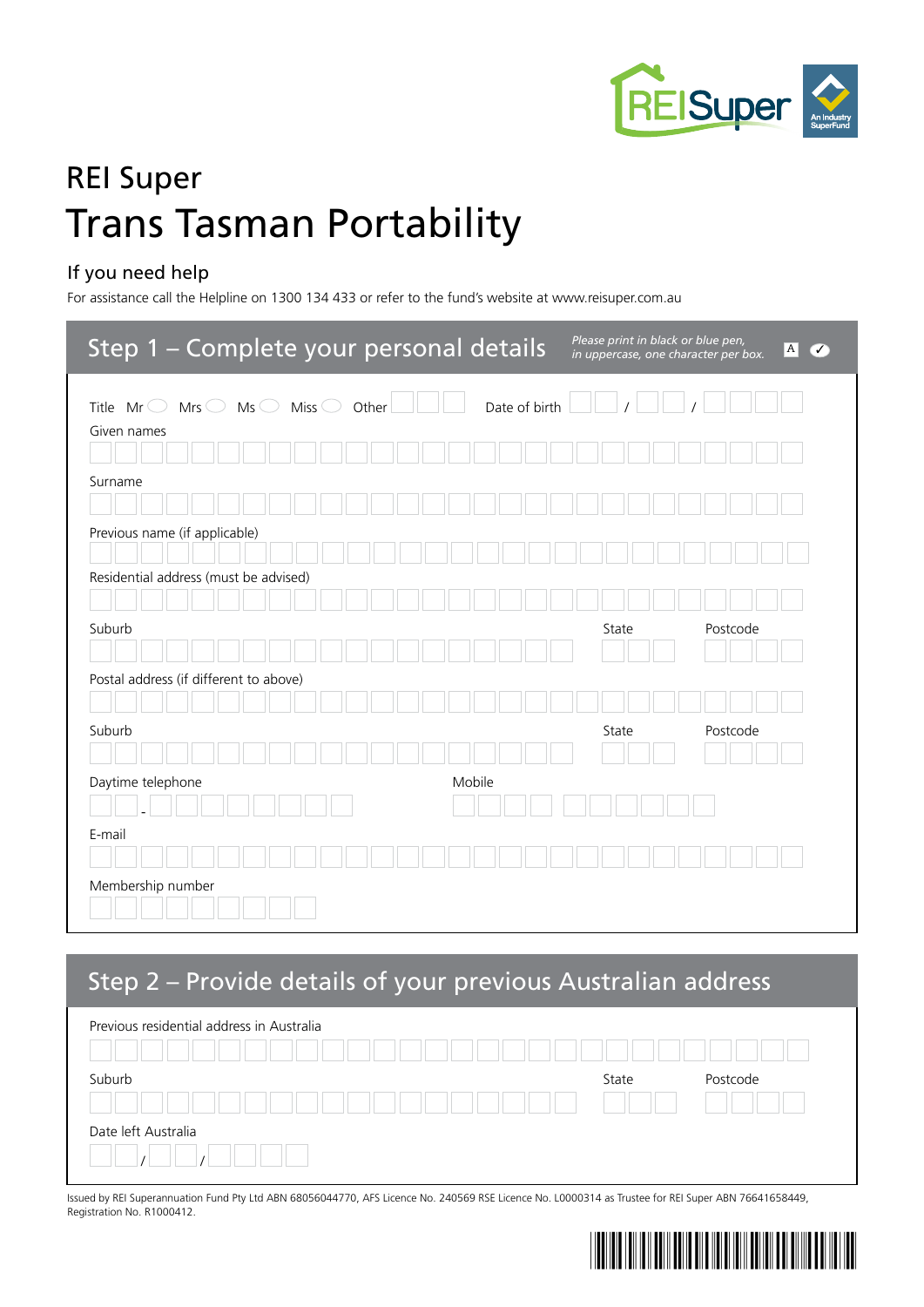# REI Super

# Trans Tasman Portability

## If you need help

For assistance call the Helpline on 1300 134 433 or refer to the fund's website at www.reisuper.com.au

## Step 1 – Complete your personal details

*Please print in black or blue pen, in uppercase, one character per box.*

Title Mr ○ Mrs ○ Ms ○ Miss ○ Other ☐☐☐ Date of birth ☐☐ / ☐☐ / ☐☐☐☐

Given names

Surname

Previous name (if applicable)

Residential address (must be advised)

Suburb | State | Postcode

Postal address (if different to above)

Suburb | State | Postcode

Daytime telephone ☐☐ - ☐☐☐☐☐☐☐☐ | Mobile

E-mail

Membership number

## Step 2 – Provide details of your previous Australian address

Previous residential address in Australia

Suburb | State | Postcode

Date left Australia ☐☐ / ☐☐ / ☐☐☐☐

Issued by REI Superannuation Fund Pty Ltd ABN 68056044770, AFS Licence No. 240569 RSE Licence No. L0000314 as Trustee for REI Super ABN 76641658449, Registration No. R1000412.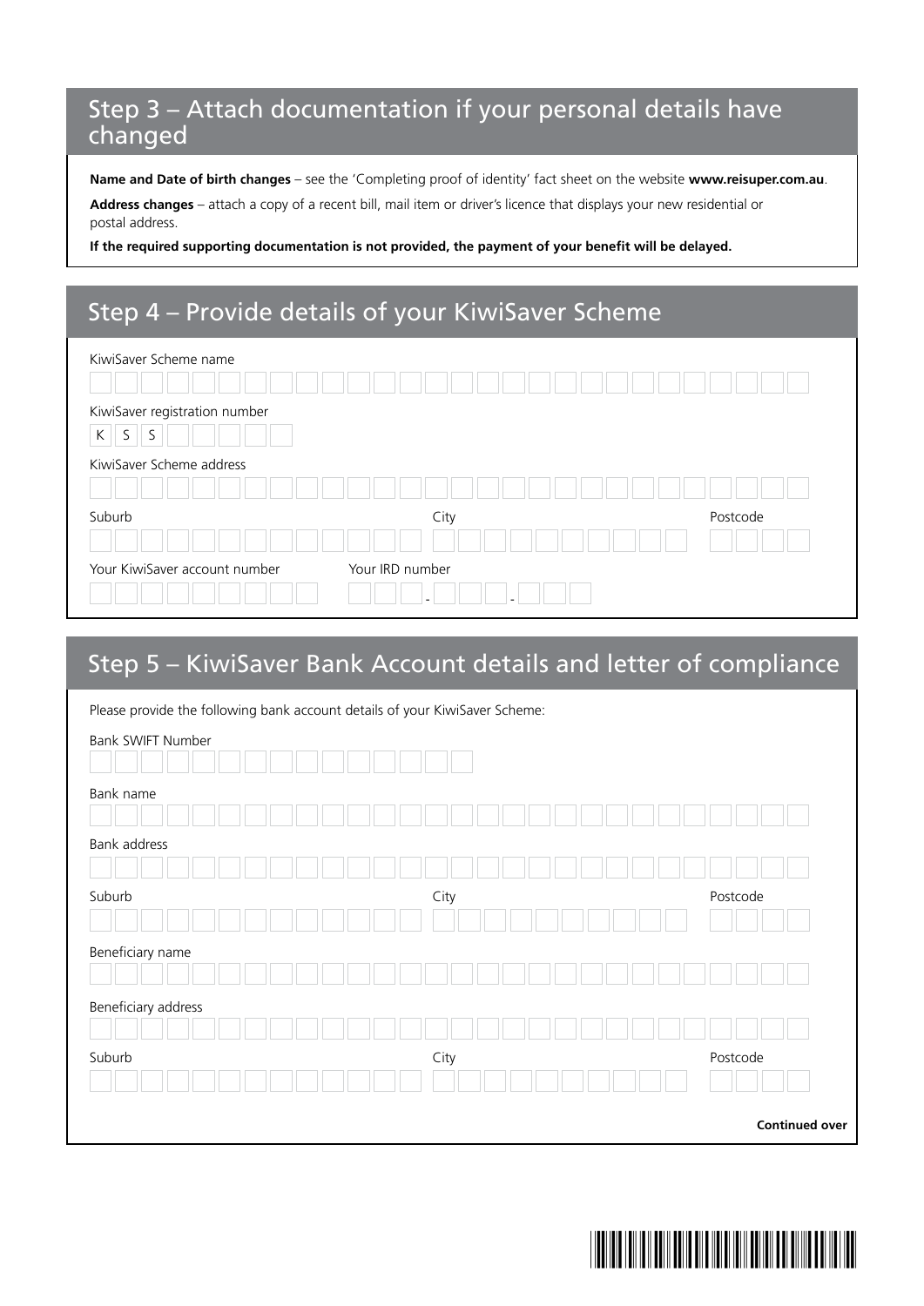## Step 3 – Attach documentation if your personal details have changed

**Name and Date of birth changes** – see the 'Completing proof of identity' fact sheet on the website **www.reisuper.com.au**.

**Address changes** – attach a copy of a recent bill, mail item or driver's licence that displays your new residential or postal address.

**If the required supporting documentation is not provided, the payment of your benefit will be delayed.**

## Step 4 – Provide details of your KiwiSaver Scheme

KiwiSaver Scheme name

KiwiSaver registration number

K S S

KiwiSaver Scheme address

Suburb

City

Postcode

Your KiwiSaver account number

Your IRD number

- -

## Step 5 – KiwiSaver Bank Account details and letter of compliance

Please provide the following bank account details of your KiwiSaver Scheme:

Bank SWIFT Number

Bank name

Bank address

Suburb

City

Postcode

Beneficiary name

Beneficiary address

Suburb

City

Postcode

**Continued over**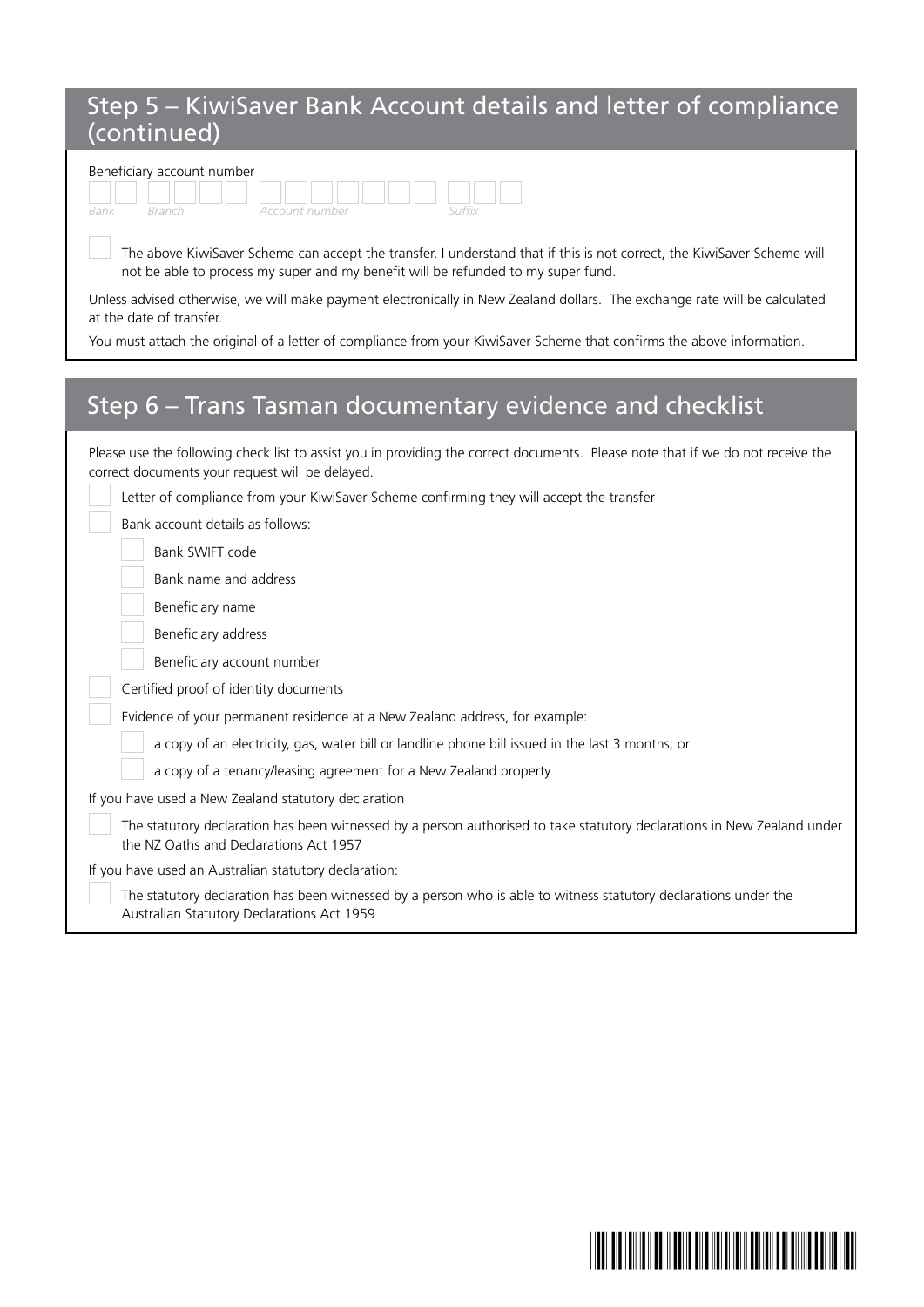## Step 5 – KiwiSaver Bank Account details and letter of compliance (continued)

Beneficiary account number

| Bank | Branch | Account number | Suffix |
|---|---|---|---|
| | | | |

☐ The above KiwiSaver Scheme can accept the transfer. I understand that if this is not correct, the KiwiSaver Scheme will not be able to process my super and my benefit will be refunded to my super fund.

Unless advised otherwise, we will make payment electronically in New Zealand dollars. The exchange rate will be calculated at the date of transfer.

You must attach the original of a letter of compliance from your KiwiSaver Scheme that confirms the above information.

## Step 6 – Trans Tasman documentary evidence and checklist

Please use the following check list to assist you in providing the correct documents. Please note that if we do not receive the correct documents your request will be delayed.

- ☐ Letter of compliance from your KiwiSaver Scheme confirming they will accept the transfer
- ☐ Bank account details as follows:
  - ☐ Bank SWIFT code
  - ☐ Bank name and address
  - ☐ Beneficiary name
  - ☐ Beneficiary address
  - ☐ Beneficiary account number
- ☐ Certified proof of identity documents
- ☐ Evidence of your permanent residence at a New Zealand address, for example:
  - ☐ a copy of an electricity, gas, water bill or landline phone bill issued in the last 3 months; or
  - ☐ a copy of a tenancy/leasing agreement for a New Zealand property

If you have used a New Zealand statutory declaration

- ☐ The statutory declaration has been witnessed by a person authorised to take statutory declarations in New Zealand under the NZ Oaths and Declarations Act 1957

If you have used an Australian statutory declaration:

- ☐ The statutory declaration has been witnessed by a person who is able to witness statutory declarations under the Australian Statutory Declarations Act 1959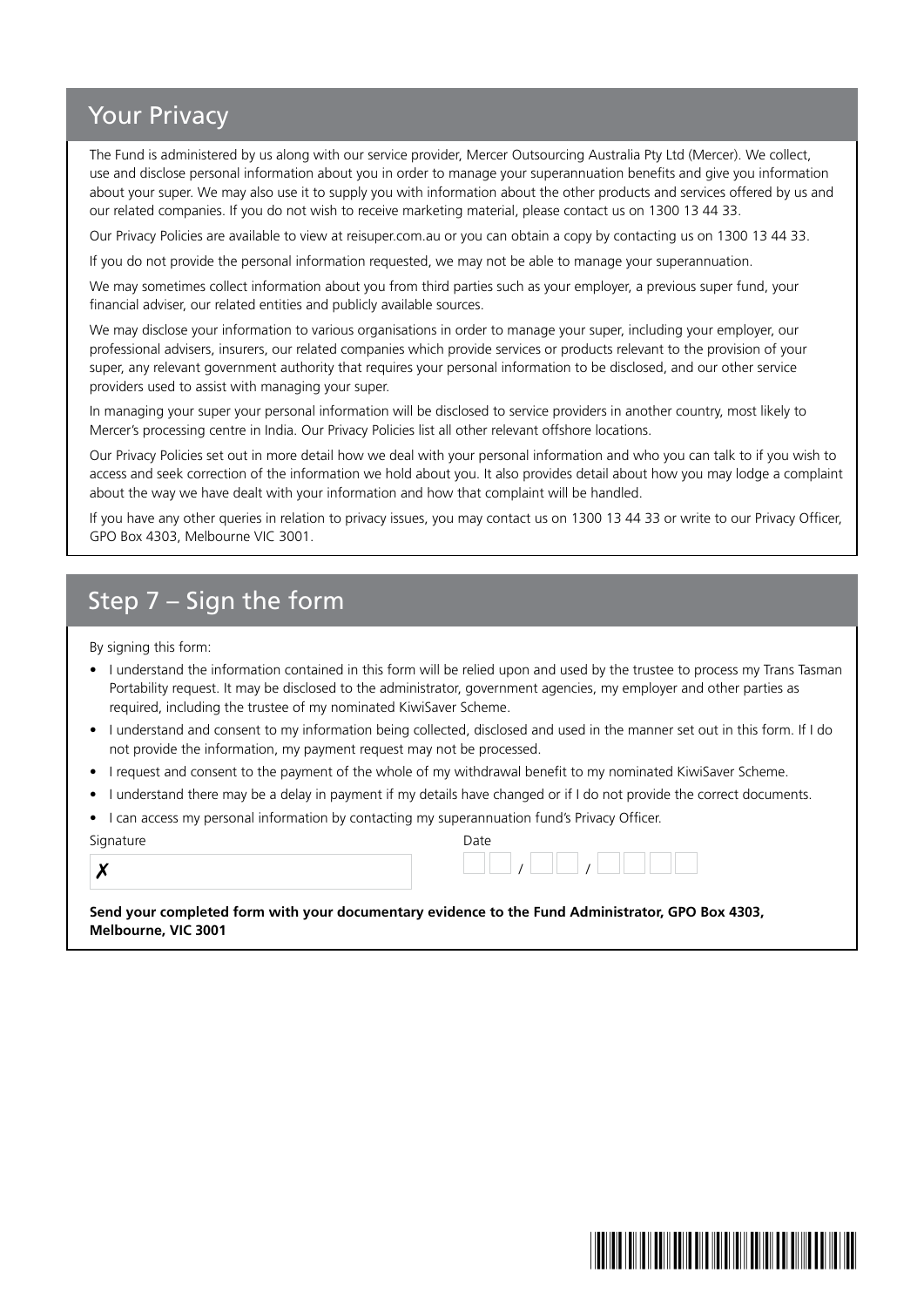## Your Privacy

The Fund is administered by us along with our service provider, Mercer Outsourcing Australia Pty Ltd (Mercer). We collect, use and disclose personal information about you in order to manage your superannuation benefits and give you information about your super. We may also use it to supply you with information about the other products and services offered by us and our related companies. If you do not wish to receive marketing material, please contact us on 1300 13 44 33.

Our Privacy Policies are available to view at reisuper.com.au or you can obtain a copy by contacting us on 1300 13 44 33.

If you do not provide the personal information requested, we may not be able to manage your superannuation.

We may sometimes collect information about you from third parties such as your employer, a previous super fund, your financial adviser, our related entities and publicly available sources.

We may disclose your information to various organisations in order to manage your super, including your employer, our professional advisers, insurers, our related companies which provide services or products relevant to the provision of your super, any relevant government authority that requires your personal information to be disclosed, and our other service providers used to assist with managing your super.

In managing your super your personal information will be disclosed to service providers in another country, most likely to Mercer's processing centre in India. Our Privacy Policies list all other relevant offshore locations.

Our Privacy Policies set out in more detail how we deal with your personal information and who you can talk to if you wish to access and seek correction of the information we hold about you. It also provides detail about how you may lodge a complaint about the way we have dealt with your information and how that complaint will be handled.

If you have any other queries in relation to privacy issues, you may contact us on 1300 13 44 33 or write to our Privacy Officer, GPO Box 4303, Melbourne VIC 3001.

## Step 7 – Sign the form

By signing this form:

- I understand the information contained in this form will be relied upon and used by the trustee to process my Trans Tasman Portability request. It may be disclosed to the administrator, government agencies, my employer and other parties as required, including the trustee of my nominated KiwiSaver Scheme.
- I understand and consent to my information being collected, disclosed and used in the manner set out in this form. If I do not provide the information, my payment request may not be processed.
- I request and consent to the payment of the whole of my withdrawal benefit to my nominated KiwiSaver Scheme.
- I understand there may be a delay in payment if my details have changed or if I do not provide the correct documents.
- I can access my personal information by contacting my superannuation fund's Privacy Officer.

Signature

✗

Date

__ __ / __ __ / __ __ __ __

**Send your completed form with your documentary evidence to the Fund Administrator, GPO Box 4303, Melbourne, VIC 3001**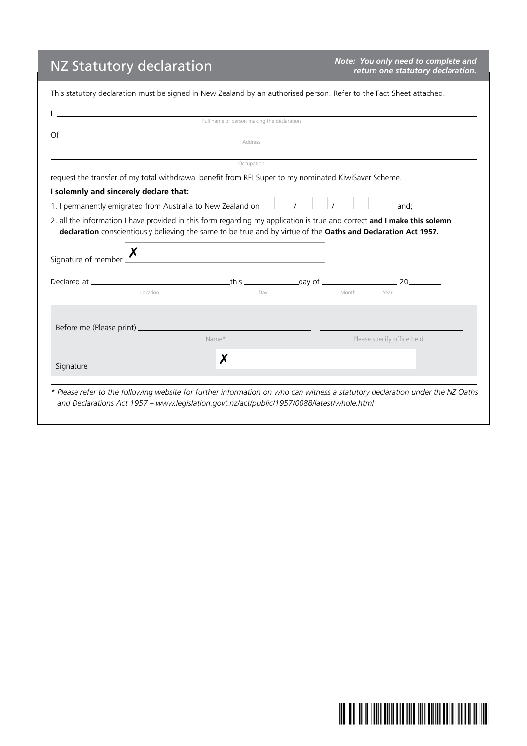# NZ Statutory declaration

***Note: You only need to complete and return one statutory declaration.***

This statutory declaration must be signed in New Zealand by an authorised person. Refer to the Fact Sheet attached.

I \_\_\_\_\_\_\_\_\_\_\_\_\_\_\_\_\_\_\_\_\_\_\_\_\_\_\_\_\_\_\_\_\_\_\_\_\_\_\_\_\_\_
Full name of person making the declaration

Of \_\_\_\_\_\_\_\_\_\_\_\_\_\_\_\_\_\_\_\_\_\_\_\_\_\_\_\_\_\_\_\_\_\_\_\_\_\_\_\_\_\_
Address

\_\_\_\_\_\_\_\_\_\_\_\_\_\_\_\_\_\_\_\_\_\_\_\_\_\_\_\_\_\_\_\_\_\_\_\_\_\_\_\_\_\_
Occupation

request the transfer of my total withdrawal benefit from REI Super to my nominated KiwiSaver Scheme.

**I solemnly and sincerely declare that:**

1. I permanently emigrated from Australia to New Zealand on ☐☐ / ☐☐ / ☐☐☐☐ and;
2. all the information I have provided in this form regarding my application is true and correct **and I make this solemn declaration** conscientiously believing the same to be true and by virtue of the **Oaths and Declaration Act 1957.**

Signature of member ✗ \_\_\_\_\_\_\_\_\_\_\_\_\_\_\_\_\_\_\_\_

Declared at \_\_\_\_\_\_\_\_\_\_\_\_\_\_\_\_ this \_\_\_\_\_\_\_\_ day of \_\_\_\_\_\_\_\_\_\_ 20\_\_\_\_\_
Location Day Month Year

Before me (Please print) \_\_\_\_\_\_\_\_\_\_\_\_\_\_\_\_\_\_\_\_ \_\_\_\_\_\_\_\_\_\_\_\_\_\_\_\_\_\_\_\_
Name* Please specify office held

Signature ✗ \_\_\_\_\_\_\_\_\_\_\_\_\_\_\_\_\_\_\_\_

*\* Please refer to the following website for further information on who can witness a statutory declaration under the NZ Oaths and Declarations Act 1957 – www.legislation.govt.nz/act/public/1957/0088/latest/whole.html*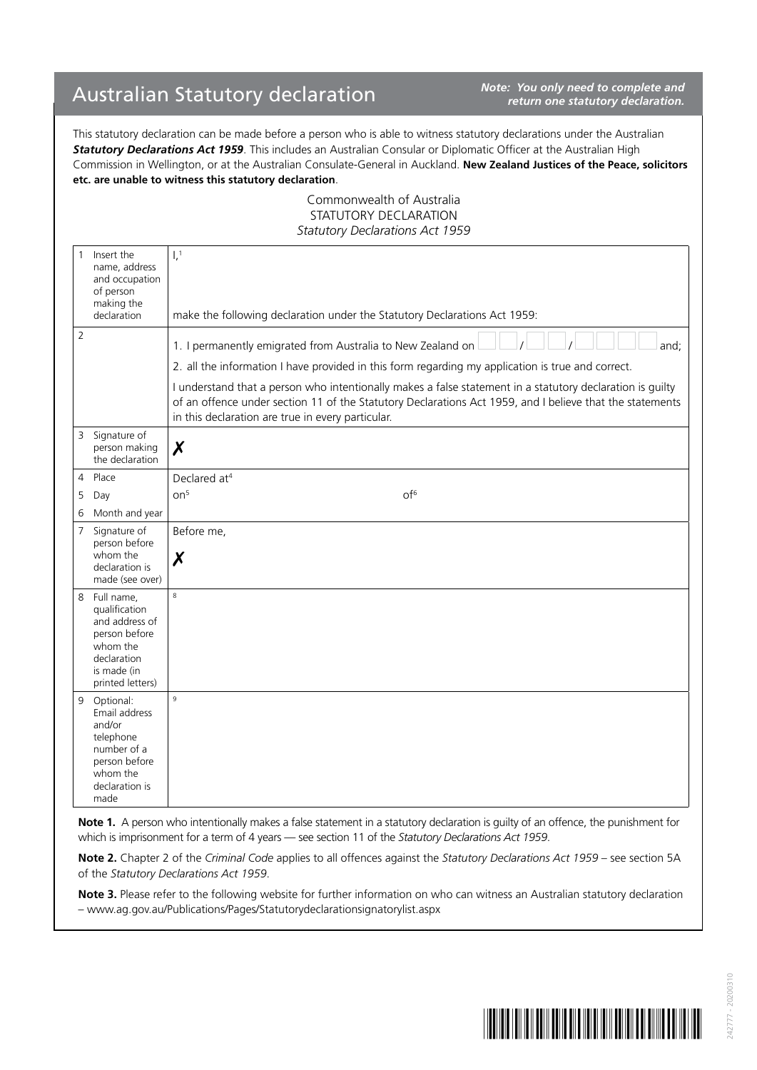# Australian Statutory declaration

***Note: You only need to complete and return one statutory declaration.***

This statutory declaration can be made before a person who is able to witness statutory declarations under the Australian ***Statutory Declarations Act 1959***. This includes an Australian Consular or Diplomatic Officer at the Australian High Commission in Wellington, or at the Australian Consulate-General in Auckland. **New Zealand Justices of the Peace, solicitors etc. are unable to witness this statutory declaration**.

Commonwealth of Australia
STATUTORY DECLARATION
*Statutory Declarations Act 1959*

| | |
|---|---|
| 1 Insert the name, address and occupation of person making the declaration | I,[1]<br><br>make the following declaration under the Statutory Declarations Act 1959: |
| 2 | 1. I permanently emigrated from Australia to New Zealand on __ __ / __ __ / __ __ __ __ and;<br>2. all the information I have provided in this form regarding my application is true and correct.<br>I understand that a person who intentionally makes a false statement in a statutory declaration is guilty of an offence under section 11 of the Statutory Declarations Act 1959, and I believe that the statements in this declaration are true in every particular. |
| 3 Signature of person making the declaration | ✗ |
| 4 Place<br>5 Day<br>6 Month and year | Declared at[4]<br>on[5] of[6] |
| 7 Signature of person before whom the declaration is made (see over) | Before me,<br>✗ |
| 8 Full name, qualification and address of person before whom the declaration is made (in printed letters) | [8] |
| 9 Optional: Email address and/or telephone number of a person before whom the declaration is made | [9] |

**Note 1.** A person who intentionally makes a false statement in a statutory declaration is guilty of an offence, the punishment for which is imprisonment for a term of 4 years — see section 11 of the *Statutory Declarations Act 1959*.

**Note 2.** Chapter 2 of the *Criminal Code* applies to all offences against the *Statutory Declarations Act 1959* – see section 5A of the *Statutory Declarations Act 1959*.

**Note 3.** Please refer to the following website for further information on who can witness an Australian statutory declaration – www.ag.gov.au/Publications/Pages/Statutorydeclarationsignatorylist.aspx

242777 - 20200310